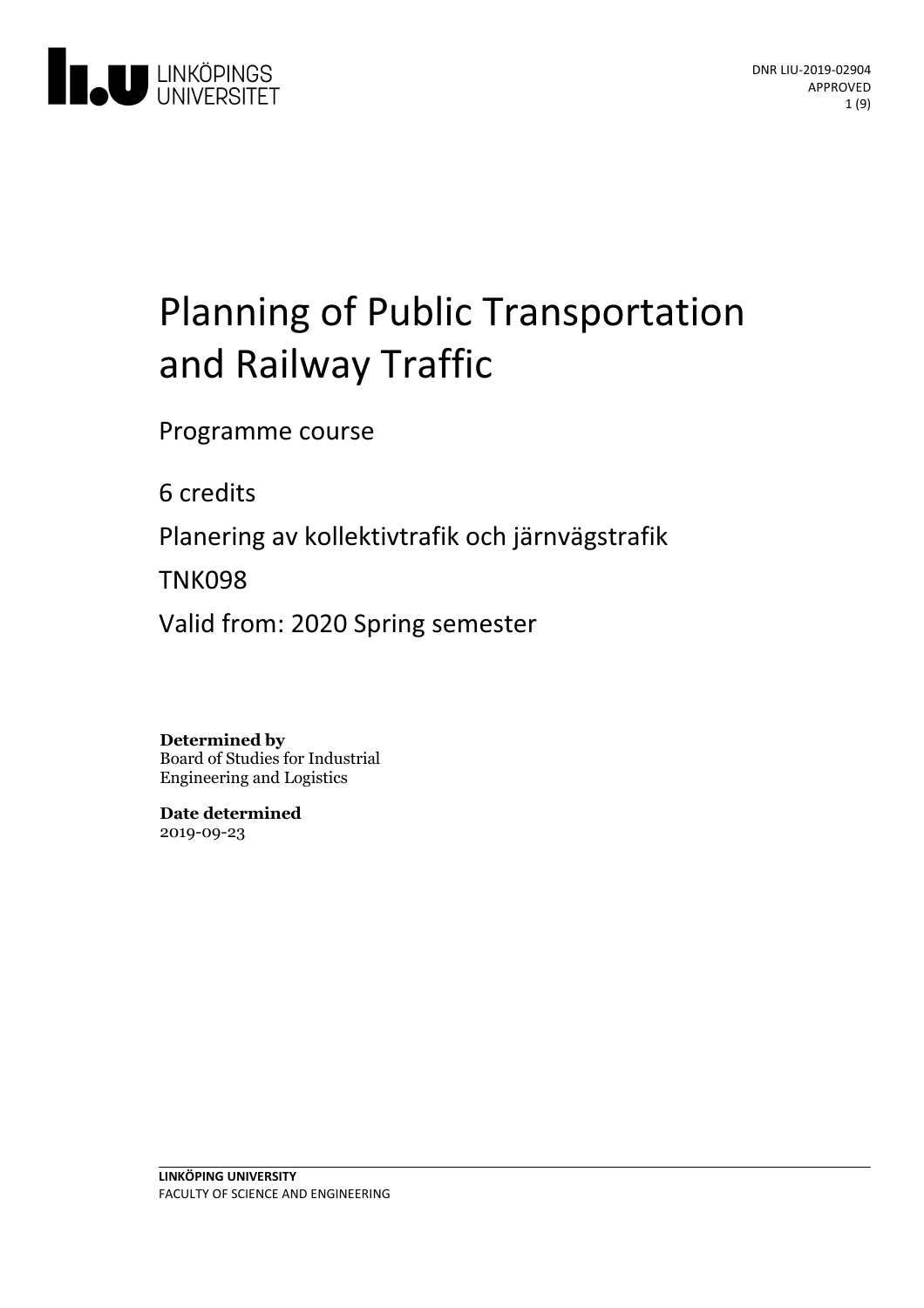LINKÖPINGS UNIVERSITET

DNR LIU-2019-02904
APPROVED

# Planning of Public Transportation and Railway Traffic

Programme course

6 credits

Planering av kollektivtrafik och järnvägstrafik

TNK098

Valid from: 2020 Spring semester

**Determined by**
Board of Studies for Industrial Engineering and Logistics

**Date determined**
2019-09-23

**LINKÖPING UNIVERSITY**
FACULTY OF SCIENCE AND ENGINEERING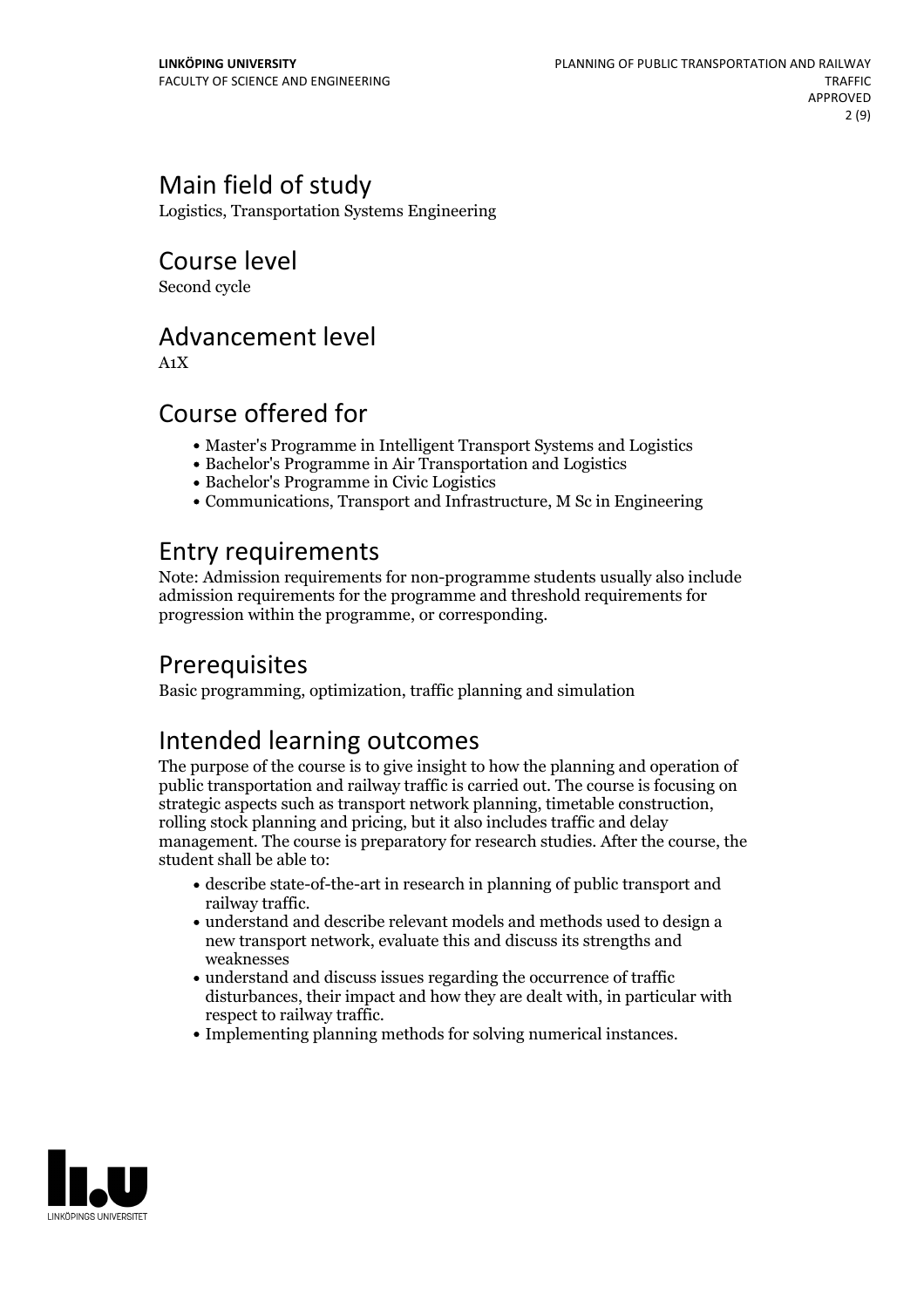## Main field of study

Logistics, Transportation Systems Engineering

## Course level

Second cycle

## Advancement level

A1X

## Course offered for

- Master's Programme in Intelligent Transport Systems and Logistics
- Bachelor's Programme in Air Transportation and Logistics
- Bachelor's Programme in Civic Logistics
- Communications, Transport and Infrastructure, M Sc in Engineering

## Entry requirements

Note: Admission requirements for non-programme students usually also include admission requirements for the programme and threshold requirements for progression within the programme, or corresponding.

## Prerequisites

Basic programming, optimization, traffic planning and simulation

## Intended learning outcomes

The purpose of the course is to give insight to how the planning and operation of public transportation and railway traffic is carried out. The course is focusing on strategic aspects such as transport network planning, timetable construction, rolling stock planning and pricing, but it also includes traffic and delay management. The course is preparatory for research studies. After the course, the student shall be able to:

- describe state-of-the-art in research in planning of public transport and railway traffic.
- understand and describe relevant models and methods used to design a new transport network, evaluate this and discuss its strengths and weaknesses
- understand and discuss issues regarding the occurrence of traffic disturbances, their impact and how they are dealt with, in particular with respect to railway traffic.
- Implementing planning methods for solving numerical instances.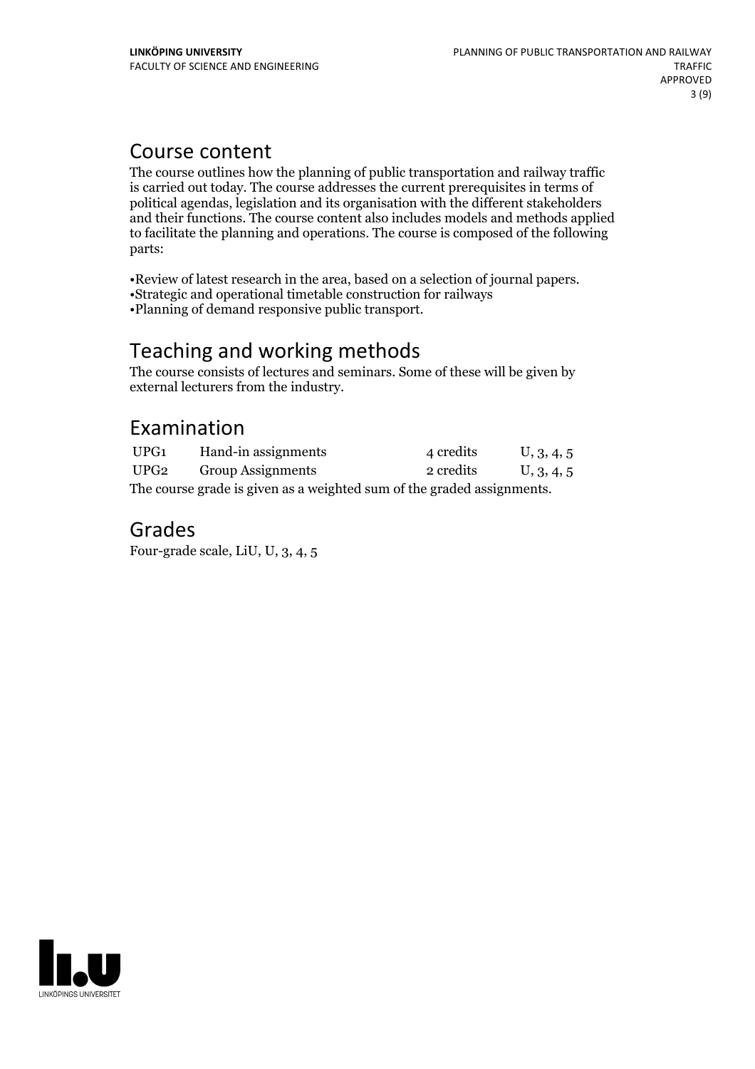## Course content

The course outlines how the planning of public transportation and railway traffic is carried out today. The course addresses the current prerequisites in terms of political agendas, legislation and its organisation with the different stakeholders and their functions. The course content also includes models and methods applied to facilitate the planning and operations. The course is composed of the following parts:

•Review of latest research in the area, based on a selection of journal papers.
•Strategic and operational timetable construction for railways
•Planning of demand responsive public transport.

## Teaching and working methods

The course consists of lectures and seminars. Some of these will be given by external lecturers from the industry.

## Examination

| | | | |
|---|---|---|---|
| UPG1 | Hand-in assignments | 4 credits | U, 3, 4, 5 |
| UPG2 | Group Assignments | 2 credits | U, 3, 4, 5 |

The course grade is given as a weighted sum of the graded assignments.

## Grades

Four-grade scale, LiU, U, 3, 4, 5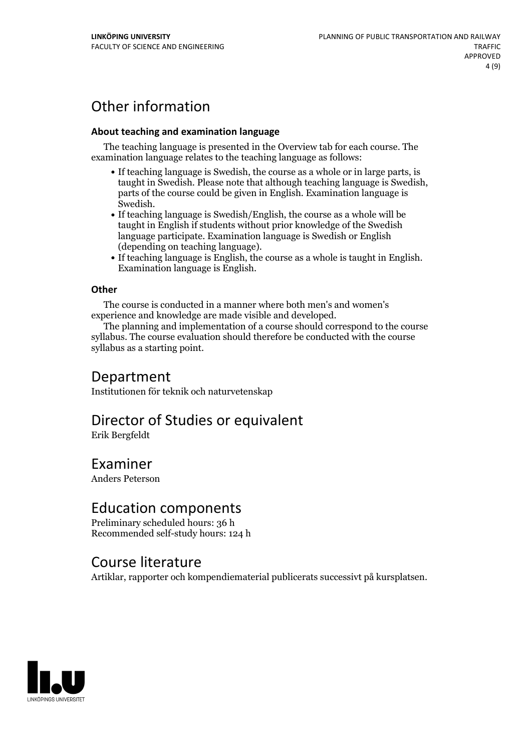# Other information

### About teaching and examination language

The teaching language is presented in the Overview tab for each course. The examination language relates to the teaching language as follows:

- If teaching language is Swedish, the course as a whole or in large parts, is taught in Swedish. Please note that although teaching language is Swedish, parts of the course could be given in English. Examination language is Swedish.
- If teaching language is Swedish/English, the course as a whole will be taught in English if students without prior knowledge of the Swedish language participate. Examination language is Swedish or English (depending on teaching language).
- If teaching language is English, the course as a whole is taught in English. Examination language is English.

### Other

The course is conducted in a manner where both men's and women's experience and knowledge are made visible and developed.

The planning and implementation of a course should correspond to the course syllabus. The course evaluation should therefore be conducted with the course syllabus as a starting point.

# Department

Institutionen för teknik och naturvetenskap

# Director of Studies or equivalent

Erik Bergfeldt

# Examiner

Anders Peterson

# Education components

Preliminary scheduled hours: 36 h
Recommended self-study hours: 124 h

# Course literature

Artiklar, rapporter och kompendiematerial publicerats successivt på kursplatsen.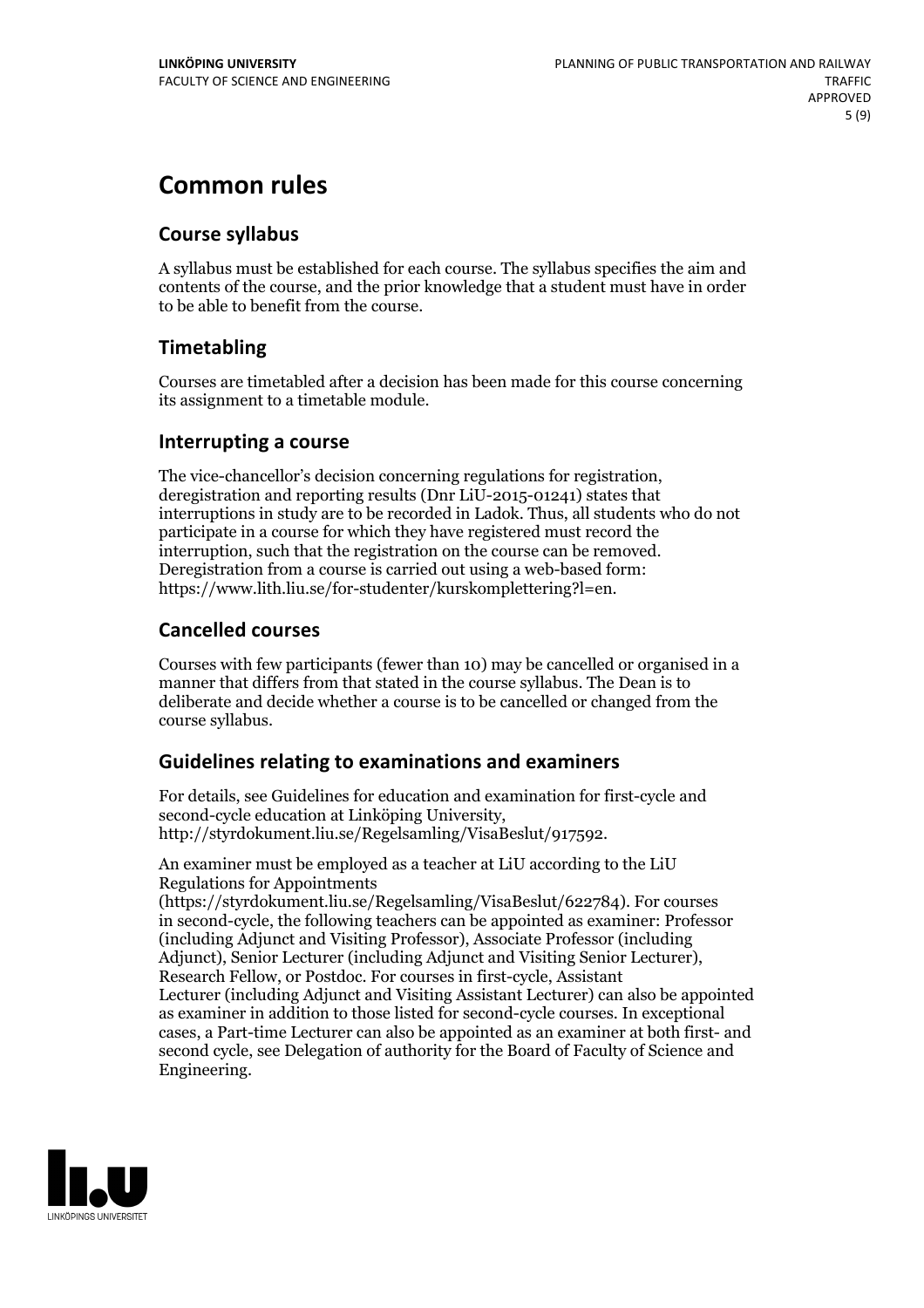# Common rules

## Course syllabus

A syllabus must be established for each course. The syllabus specifies the aim and contents of the course, and the prior knowledge that a student must have in order to be able to benefit from the course.

## Timetabling

Courses are timetabled after a decision has been made for this course concerning its assignment to a timetable module.

## Interrupting a course

The vice-chancellor's decision concerning regulations for registration, deregistration and reporting results (Dnr LiU-2015-01241) states that interruptions in study are to be recorded in Ladok. Thus, all students who do not participate in a course for which they have registered must record the interruption, such that the registration on the course can be removed. Deregistration from a course is carried out using a web-based form: https://www.lith.liu.se/for-studenter/kurskomplettering?l=en.

## Cancelled courses

Courses with few participants (fewer than 10) may be cancelled or organised in a manner that differs from that stated in the course syllabus. The Dean is to deliberate and decide whether a course is to be cancelled or changed from the course syllabus.

## Guidelines relating to examinations and examiners

For details, see Guidelines for education and examination for first-cycle and second-cycle education at Linköping University, http://styrdokument.liu.se/Regelsamling/VisaBeslut/917592.

An examiner must be employed as a teacher at LiU according to the LiU Regulations for Appointments (https://styrdokument.liu.se/Regelsamling/VisaBeslut/622784). For courses in second-cycle, the following teachers can be appointed as examiner: Professor (including Adjunct and Visiting Professor), Associate Professor (including Adjunct), Senior Lecturer (including Adjunct and Visiting Senior Lecturer), Research Fellow, or Postdoc. For courses in first-cycle, Assistant Lecturer (including Adjunct and Visiting Assistant Lecturer) can also be appointed as examiner in addition to those listed for second-cycle courses. In exceptional cases, a Part-time Lecturer can also be appointed as an examiner at both first- and second cycle, see Delegation of authority for the Board of Faculty of Science and Engineering.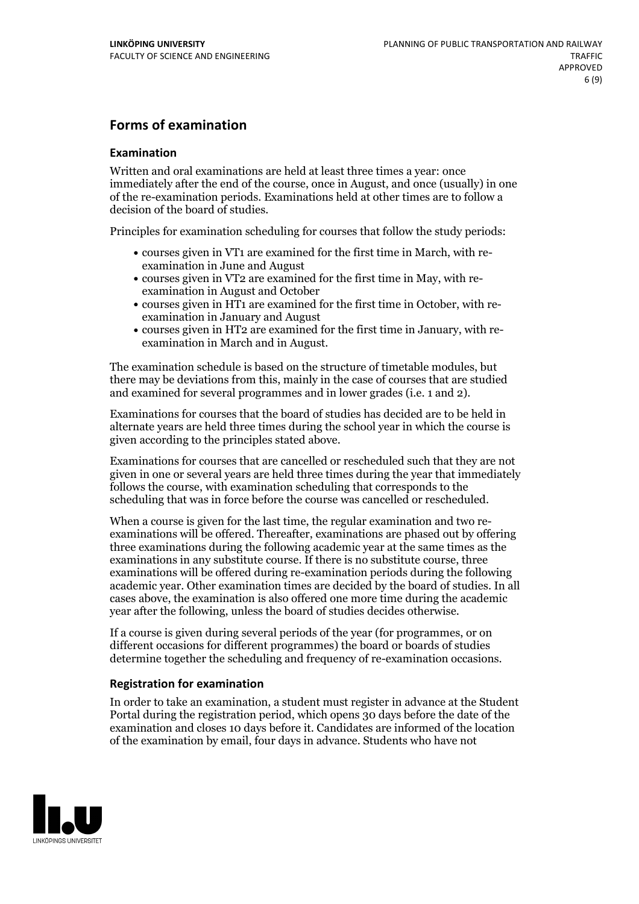## Forms of examination

### Examination

Written and oral examinations are held at least three times a year: once immediately after the end of the course, once in August, and once (usually) in one of the re-examination periods. Examinations held at other times are to follow a decision of the board of studies.

Principles for examination scheduling for courses that follow the study periods:

- courses given in VT1 are examined for the first time in March, with re-examination in June and August
- courses given in VT2 are examined for the first time in May, with re-examination in August and October
- courses given in HT1 are examined for the first time in October, with re-examination in January and August
- courses given in HT2 are examined for the first time in January, with re-examination in March and in August.

The examination schedule is based on the structure of timetable modules, but there may be deviations from this, mainly in the case of courses that are studied and examined for several programmes and in lower grades (i.e. 1 and 2).

Examinations for courses that the board of studies has decided are to be held in alternate years are held three times during the school year in which the course is given according to the principles stated above.

Examinations for courses that are cancelled or rescheduled such that they are not given in one or several years are held three times during the year that immediately follows the course, with examination scheduling that corresponds to the scheduling that was in force before the course was cancelled or rescheduled.

When a course is given for the last time, the regular examination and two re-examinations will be offered. Thereafter, examinations are phased out by offering three examinations during the following academic year at the same times as the examinations in any substitute course. If there is no substitute course, three examinations will be offered during re-examination periods during the following academic year. Other examination times are decided by the board of studies. In all cases above, the examination is also offered one more time during the academic year after the following, unless the board of studies decides otherwise.

If a course is given during several periods of the year (for programmes, or on different occasions for different programmes) the board or boards of studies determine together the scheduling and frequency of re-examination occasions.

### Registration for examination

In order to take an examination, a student must register in advance at the Student Portal during the registration period, which opens 30 days before the date of the examination and closes 10 days before it. Candidates are informed of the location of the examination by email, four days in advance. Students who have not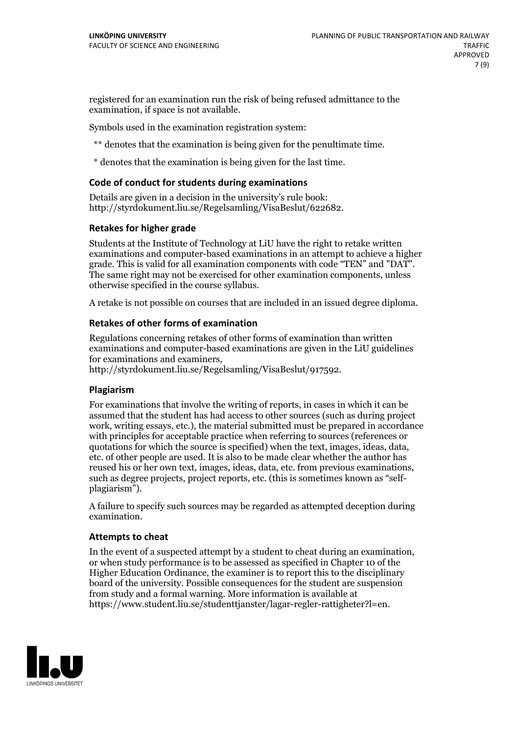registered for an examination run the risk of being refused admittance to the examination, if space is not available.

Symbols used in the examination registration system:

** denotes that the examination is being given for the penultimate time.

* denotes that the examination is being given for the last time.

## Code of conduct for students during examinations

Details are given in a decision in the university's rule book: http://styrdokument.liu.se/Regelsamling/VisaBeslut/622682.

## Retakes for higher grade

Students at the Institute of Technology at LiU have the right to retake written examinations and computer-based examinations in an attempt to achieve a higher grade. This is valid for all examination components with code "TEN" and "DAT". The same right may not be exercised for other examination components, unless otherwise specified in the course syllabus.

A retake is not possible on courses that are included in an issued degree diploma.

## Retakes of other forms of examination

Regulations concerning retakes of other forms of examination than written examinations and computer-based examinations are given in the LiU guidelines for examinations and examiners, http://styrdokument.liu.se/Regelsamling/VisaBeslut/917592.

## Plagiarism

For examinations that involve the writing of reports, in cases in which it can be assumed that the student has had access to other sources (such as during project work, writing essays, etc.), the material submitted must be prepared in accordance with principles for acceptable practice when referring to sources (references or quotations for which the source is specified) when the text, images, ideas, data, etc. of other people are used. It is also to be made clear whether the author has reused his or her own text, images, ideas, data, etc. from previous examinations, such as degree projects, project reports, etc. (this is sometimes known as "self-plagiarism").

A failure to specify such sources may be regarded as attempted deception during examination.

## Attempts to cheat

In the event of a suspected attempt by a student to cheat during an examination, or when study performance is to be assessed as specified in Chapter 10 of the Higher Education Ordinance, the examiner is to report this to the disciplinary board of the university. Possible consequences for the student are suspension from study and a formal warning. More information is available at https://www.student.liu.se/studenttjanster/lagar-regler-rattigheter?l=en.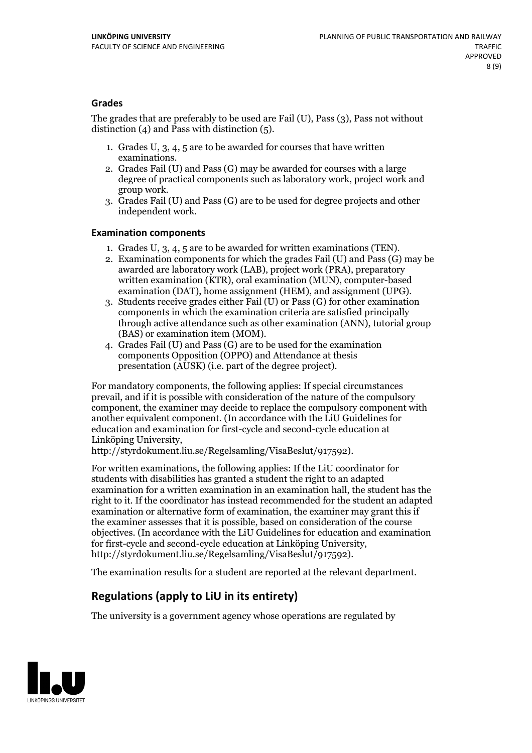### Grades

The grades that are preferably to be used are Fail (U), Pass (3), Pass not without distinction (4) and Pass with distinction (5).

1. Grades U, 3, 4, 5 are to be awarded for courses that have written examinations.
2. Grades Fail (U) and Pass (G) may be awarded for courses with a large degree of practical components such as laboratory work, project work and group work.
3. Grades Fail (U) and Pass (G) are to be used for degree projects and other independent work.

### Examination components

1. Grades U, 3, 4, 5 are to be awarded for written examinations (TEN).
2. Examination components for which the grades Fail (U) and Pass (G) may be awarded are laboratory work (LAB), project work (PRA), preparatory written examination (KTR), oral examination (MUN), computer-based examination (DAT), home assignment (HEM), and assignment (UPG).
3. Students receive grades either Fail (U) or Pass (G) for other examination components in which the examination criteria are satisfied principally through active attendance such as other examination (ANN), tutorial group (BAS) or examination item (MOM).
4. Grades Fail (U) and Pass (G) are to be used for the examination components Opposition (OPPO) and Attendance at thesis presentation (AUSK) (i.e. part of the degree project).

For mandatory components, the following applies: If special circumstances prevail, and if it is possible with consideration of the nature of the compulsory component, the examiner may decide to replace the compulsory component with another equivalent component. (In accordance with the LiU Guidelines for education and examination for first-cycle and second-cycle education at Linköping University, http://styrdokument.liu.se/Regelsamling/VisaBeslut/917592).

For written examinations, the following applies: If the LiU coordinator for students with disabilities has granted a student the right to an adapted examination for a written examination in an examination hall, the student has the right to it. If the coordinator has instead recommended for the student an adapted examination or alternative form of examination, the examiner may grant this if the examiner assesses that it is possible, based on consideration of the course objectives. (In accordance with the LiU Guidelines for education and examination for first-cycle and second-cycle education at Linköping University, http://styrdokument.liu.se/Regelsamling/VisaBeslut/917592).

The examination results for a student are reported at the relevant department.

## Regulations (apply to LiU in its entirety)

The university is a government agency whose operations are regulated by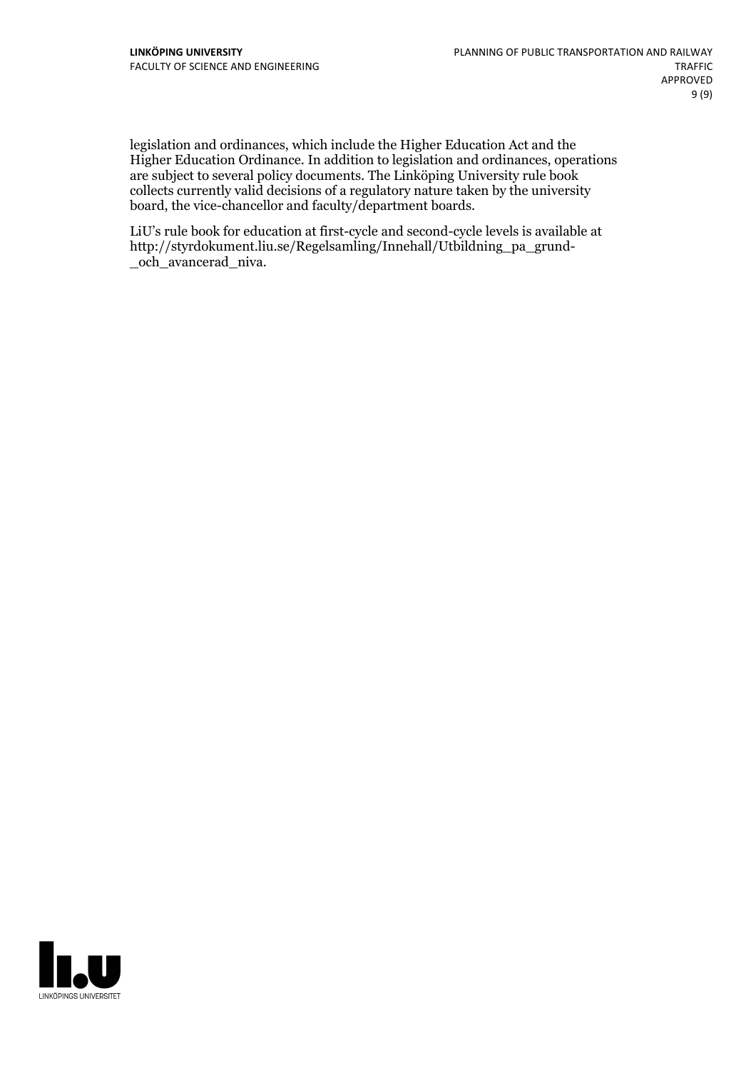legislation and ordinances, which include the Higher Education Act and the Higher Education Ordinance. In addition to legislation and ordinances, operations are subject to several policy documents. The Linköping University rule book collects currently valid decisions of a regulatory nature taken by the university board, the vice-chancellor and faculty/department boards.

LiU's rule book for education at first-cycle and second-cycle levels is available at http://styrdokument.liu.se/Regelsamling/Innehall/Utbildning_pa_grund-_och_avancerad_niva.